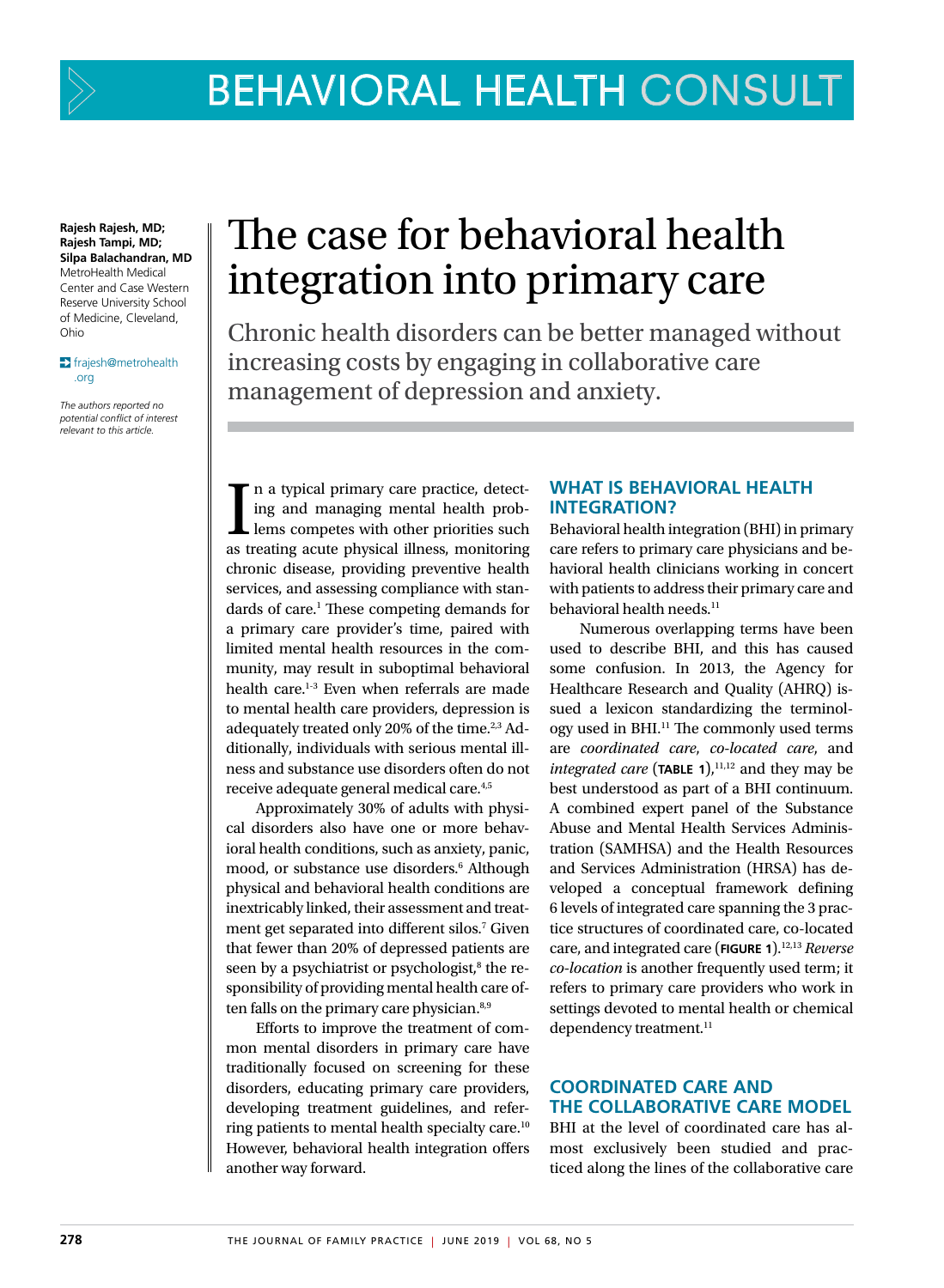# The case for behavioral health integration into primary care

Chronic health disorders can be better managed without increasing costs by engaging in collaborative care management of depression and anxiety.

**Rajesh Rajesh, MD; Rajesh Tampi, MD; Silpa Balachandran, MD**
MetroHealth Medical Center and Case Western Reserve University School of Medicine, Cleveland, Ohio

frajesh@metrohealth.org

*The authors reported no potential conflict of interest relevant to this article.*

In a typical primary care practice, detecting and managing mental health problems competes with other priorities such as treating acute physical illness, monitoring chronic disease, providing preventive health services, and assessing compliance with standards of care.[1] These competing demands for a primary care provider's time, paired with limited mental health resources in the community, may result in suboptimal behavioral health care.[1-3] Even when referrals are made to mental health care providers, depression is adequately treated only 20% of the time.[2,3] Additionally, individuals with serious mental illness and substance use disorders often do not receive adequate general medical care.[4,5]

Approximately 30% of adults with physical disorders also have one or more behavioral health conditions, such as anxiety, panic, mood, or substance use disorders.[6] Although physical and behavioral health conditions are inextricably linked, their assessment and treatment get separated into different silos.[7] Given that fewer than 20% of depressed patients are seen by a psychiatrist or psychologist,[8] the responsibility of providing mental health care often falls on the primary care physician.[8,9]

Efforts to improve the treatment of common mental disorders in primary care have traditionally focused on screening for these disorders, educating primary care providers, developing treatment guidelines, and referring patients to mental health specialty care.[10] However, behavioral health integration offers another way forward.

## WHAT IS BEHAVIORAL HEALTH INTEGRATION?

Behavioral health integration (BHI) in primary care refers to primary care physicians and behavioral health clinicians working in concert with patients to address their primary care and behavioral health needs.[11]

Numerous overlapping terms have been used to describe BHI, and this has caused some confusion. In 2013, the Agency for Healthcare Research and Quality (AHRQ) issued a lexicon standardizing the terminology used in BHI.[11] The commonly used terms are *coordinated care*, *co-located care*, and *integrated care* (**TABLE 1**),[11,12] and they may be best understood as part of a BHI continuum. A combined expert panel of the Substance Abuse and Mental Health Services Administration (SAMHSA) and the Health Resources and Services Administration (HRSA) has developed a conceptual framework defining 6 levels of integrated care spanning the 3 practice structures of coordinated care, co-located care, and integrated care (**FIGURE 1**).[12,13] *Reverse co-location* is another frequently used term; it refers to primary care providers who work in settings devoted to mental health or chemical dependency treatment.[11]

## COORDINATED CARE AND THE COLLABORATIVE CARE MODEL

BHI at the level of coordinated care has almost exclusively been studied and practiced along the lines of the collaborative care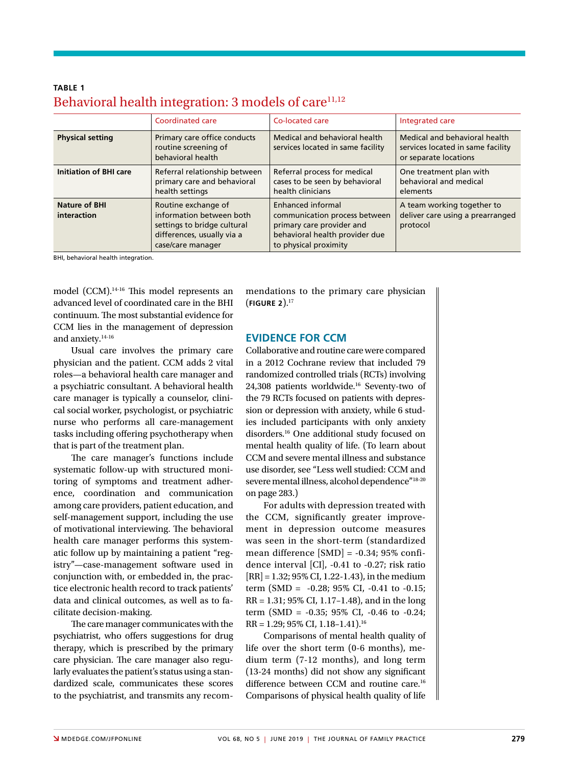**TABLE 1**

## Behavioral health integration: 3 models of care[11,12]

| | Coordinated care | Co-located care | Integrated care |
|---|---|---|---|
| **Physical setting** | Primary care office conducts routine screening of behavioral health | Medical and behavioral health services located in same facility | Medical and behavioral health services located in same facility or separate locations |
| **Initiation of BHI care** | Referral relationship between primary care and behavioral health settings | Referral process for medical cases to be seen by behavioral health clinicians | One treatment plan with behavioral and medical elements |
| **Nature of BHI interaction** | Routine exchange of information between both settings to bridge cultural differences, usually via a case/care manager | Enhanced informal communication process between primary care provider and behavioral health provider due to physical proximity | A team working together to deliver care using a prearranged protocol |

BHI, behavioral health integration.

model (CCM).[14-16] This model represents an advanced level of coordinated care in the BHI continuum. The most substantial evidence for CCM lies in the management of depression and anxiety.[14-16]

Usual care involves the primary care physician and the patient. CCM adds 2 vital roles—a behavioral health care manager and a psychiatric consultant. A behavioral health care manager is typically a counselor, clinical social worker, psychologist, or psychiatric nurse who performs all care-management tasks including offering psychotherapy when that is part of the treatment plan.

The care manager's functions include systematic follow-up with structured monitoring of symptoms and treatment adherence, coordination and communication among care providers, patient education, and self-management support, including the use of motivational interviewing. The behavioral health care manager performs this systematic follow up by maintaining a patient "registry"—case-management software used in conjunction with, or embedded in, the practice electronic health record to track patients' data and clinical outcomes, as well as to facilitate decision-making.

The care manager communicates with the psychiatrist, who offers suggestions for drug therapy, which is prescribed by the primary care physician. The care manager also regularly evaluates the patient's status using a standardized scale, communicates these scores to the psychiatrist, and transmits any recommendations to the primary care physician (**FIGURE 2**).[17]

## EVIDENCE FOR CCM

Collaborative and routine care were compared in a 2012 Cochrane review that included 79 randomized controlled trials (RCTs) involving 24,308 patients worldwide.[16] Seventy-two of the 79 RCTs focused on patients with depression or depression with anxiety, while 6 studies included participants with only anxiety disorders.[16] One additional study focused on mental health quality of life. (To learn about CCM and severe mental illness and substance use disorder, see "Less well studied: CCM and severe mental illness, alcohol dependence"[18-20] on page 283.)

For adults with depression treated with the CCM, significantly greater improvement in depression outcome measures was seen in the short-term (standardized mean difference [SMD] = -0.34; 95% confidence interval [CI], -0.41 to -0.27; risk ratio [RR] = 1.32; 95% CI, 1.22-1.43), in the medium term (SMD = -0.28; 95% CI, -0.41 to -0.15; RR = 1.31; 95% CI, 1.17–1.48), and in the long term (SMD = -0.35; 95% CI, -0.46 to -0.24; RR = 1.29; 95% CI, 1.18–1.41).[16]

Comparisons of mental health quality of life over the short term (0-6 months), medium term (7-12 months), and long term (13-24 months) did not show any significant difference between CCM and routine care.[16] Comparisons of physical health quality of life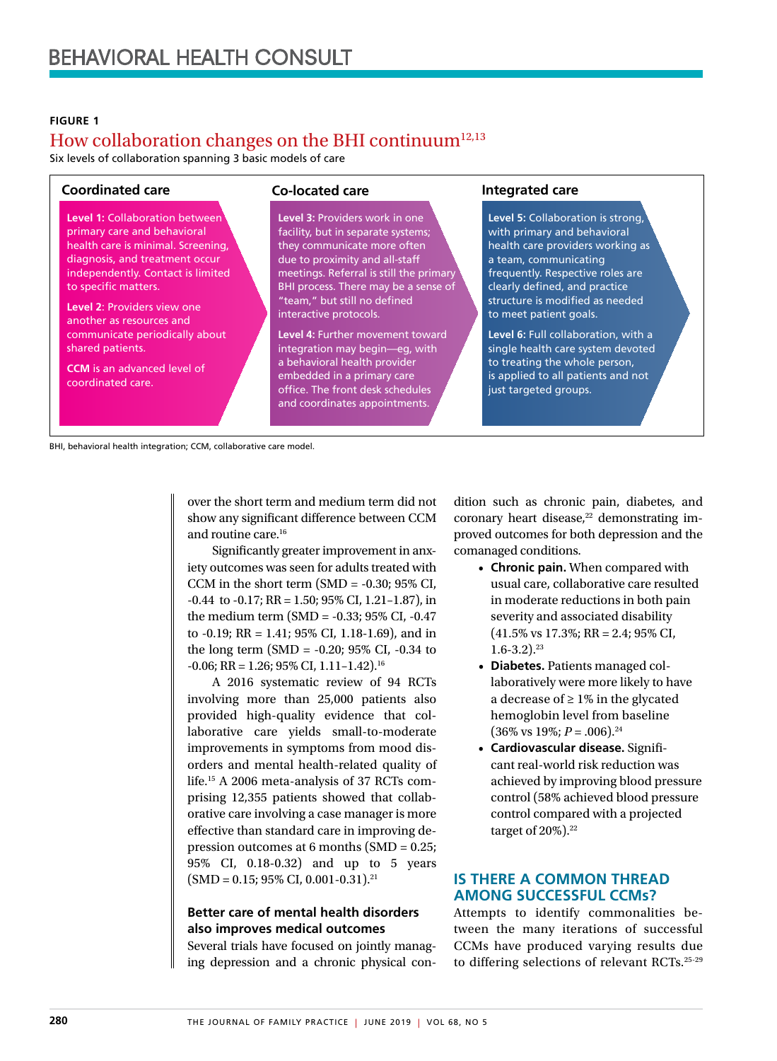**FIGURE 1**

## How collaboration changes on the BHI continuum[12,13]

Six levels of collaboration spanning 3 basic models of care

**Coordinated care**

**Level 1:** Collaboration between primary care and behavioral health care is minimal. Screening, diagnosis, and treatment occur independently. Contact is limited to specific matters.

**Level 2**: Providers view one another as resources and communicate periodically about shared patients.

**CCM** is an advanced level of coordinated care.

**Co-located care**

**Level 3:** Providers work in one facility, but in separate systems; they communicate more often due to proximity and all-staff meetings. Referral is still the primary BHI process. There may be a sense of "team," but still no defined interactive protocols.

**Level 4:** Further movement toward integration may begin—eg, with a behavioral health provider embedded in a primary care office. The front desk schedules and coordinates appointments.

**Integrated care**

**Level 5:** Collaboration is strong, with primary and behavioral health care providers working as a team, communicating frequently. Respective roles are clearly defined, and practice structure is modified as needed to meet patient goals.

**Level 6:** Full collaboration, with a single health care system devoted to treating the whole person, is applied to all patients and not just targeted groups.

BHI, behavioral health integration; CCM, collaborative care model.

over the short term and medium term did not show any significant difference between CCM and routine care.[16]

Significantly greater improvement in anxiety outcomes was seen for adults treated with CCM in the short term (SMD = -0.30; 95% CI, -0.44 to -0.17; RR = 1.50; 95% CI, 1.21–1.87), in the medium term (SMD = -0.33; 95% CI, -0.47 to -0.19; RR = 1.41; 95% CI, 1.18-1.69), and in the long term (SMD = -0.20; 95% CI, -0.34 to -0.06; RR = 1.26; 95% CI, 1.11–1.42).[16]

A 2016 systematic review of 94 RCTs involving more than 25,000 patients also provided high-quality evidence that collaborative care yields small-to-moderate improvements in symptoms from mood disorders and mental health-related quality of life.[15] A 2006 meta-analysis of 37 RCTs comprising 12,355 patients showed that collaborative care involving a case manager is more effective than standard care in improving depression outcomes at 6 months (SMD = 0.25; 95% CI, 0.18-0.32) and up to 5 years (SMD = 0.15; 95% CI, 0.001-0.31).[21]

### Better care of mental health disorders also improves medical outcomes

Several trials have focused on jointly managing depression and a chronic physical condition such as chronic pain, diabetes, and coronary heart disease,[22] demonstrating improved outcomes for both depression and the comanaged conditions.

- **Chronic pain.** When compared with usual care, collaborative care resulted in moderate reductions in both pain severity and associated disability (41.5% vs 17.3%; RR = 2.4; 95% CI, 1.6-3.2).[23]
- **Diabetes.** Patients managed collaboratively were more likely to have a decrease of ≥ 1% in the glycated hemoglobin level from baseline (36% vs 19%; $P = .006$).[24]
- **Cardiovascular disease.** Significant real-world risk reduction was achieved by improving blood pressure control (58% achieved blood pressure control compared with a projected target of 20%).[22]

## IS THERE A COMMON THREAD AMONG SUCCESSFUL CCMs?

Attempts to identify commonalities between the many iterations of successful CCMs have produced varying results due to differing selections of relevant RCTs.[25-29]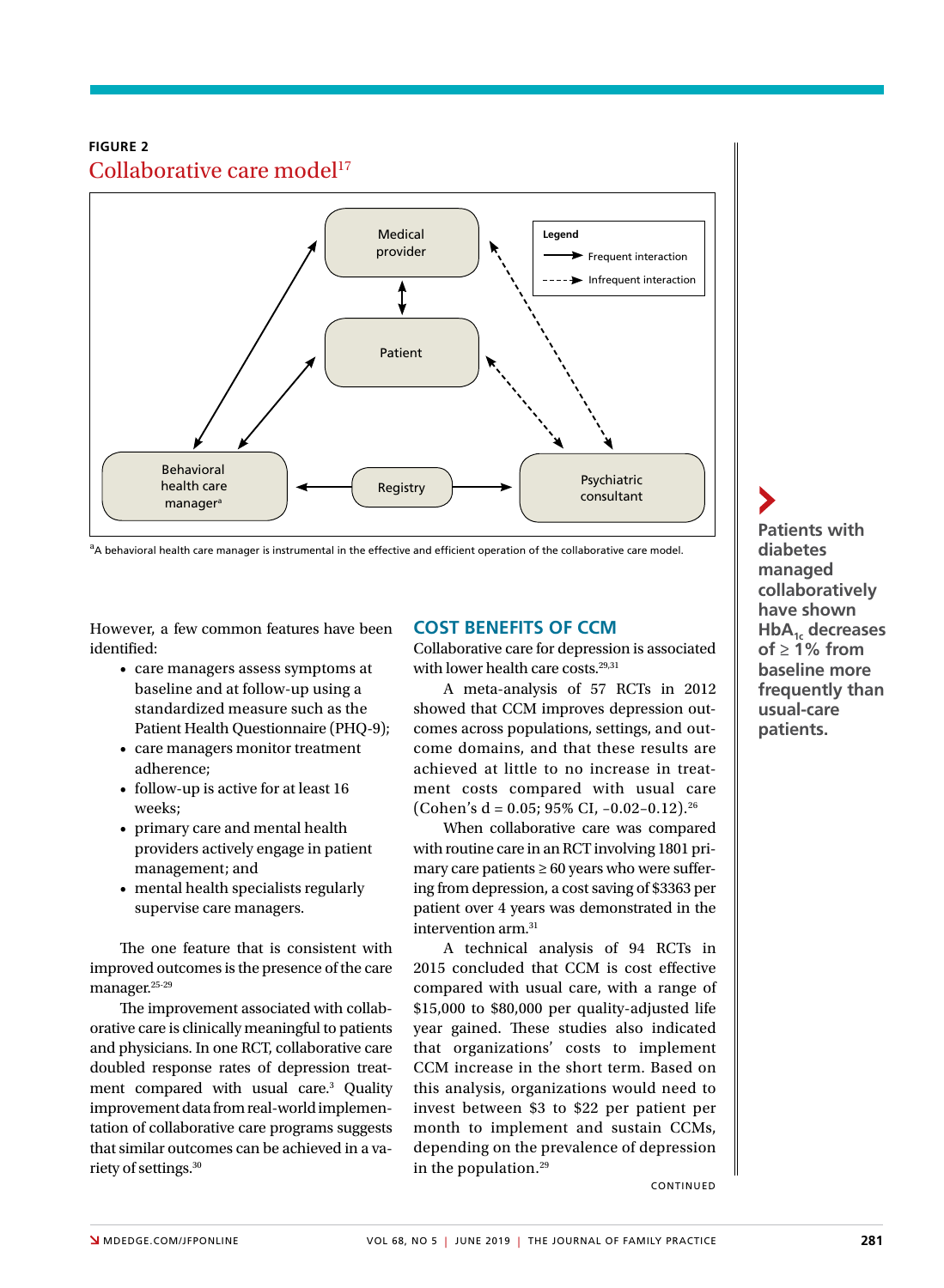**FIGURE 2**

## Collaborative care model[17]

Legend: → Frequent interaction; - - → Infrequent interaction

Medical provider — Patient — Behavioral health care manager[a] — Registry — Psychiatric consultant

[a]A behavioral health care manager is instrumental in the effective and efficient operation of the collaborative care model.

However, a few common features have been identified:

- care managers assess symptoms at baseline and at follow-up using a standardized measure such as the Patient Health Questionnaire (PHQ-9);
- care managers monitor treatment adherence;
- follow-up is active for at least 16 weeks;
- primary care and mental health providers actively engage in patient management; and
- mental health specialists regularly supervise care managers.

The one feature that is consistent with improved outcomes is the presence of the care manager.[25-29]

The improvement associated with collaborative care is clinically meaningful to patients and physicians. In one RCT, collaborative care doubled response rates of depression treatment compared with usual care.[3] Quality improvement data from real-world implementation of collaborative care programs suggests that similar outcomes can be achieved in a variety of settings.[30]

## COST BENEFITS OF CCM

Collaborative care for depression is associated with lower health care costs.[29,31]

A meta-analysis of 57 RCTs in 2012 showed that CCM improves depression outcomes across populations, settings, and outcome domains, and that these results are achieved at little to no increase in treatment costs compared with usual care (Cohen's d = 0.05; 95% CI, –0.02–0.12).[26]

When collaborative care was compared with routine care in an RCT involving 1801 primary care patients ≥ 60 years who were suffering from depression, a cost saving of $3363 per patient over 4 years was demonstrated in the intervention arm.[31]

A technical analysis of 94 RCTs in 2015 concluded that CCM is cost effective compared with usual care, with a range of $15,000 to $80,000 per quality-adjusted life year gained. These studies also indicated that organizations' costs to implement CCM increase in the short term. Based on this analysis, organizations would need to invest between $3 to $22 per patient per month to implement and sustain CCMs, depending on the prevalence of depression in the population.[29]

CONTINUED

**Patients with diabetes managed collaboratively have shown $HbA_{1c}$ decreases of ≥ 1% from baseline more frequently than usual-care patients.**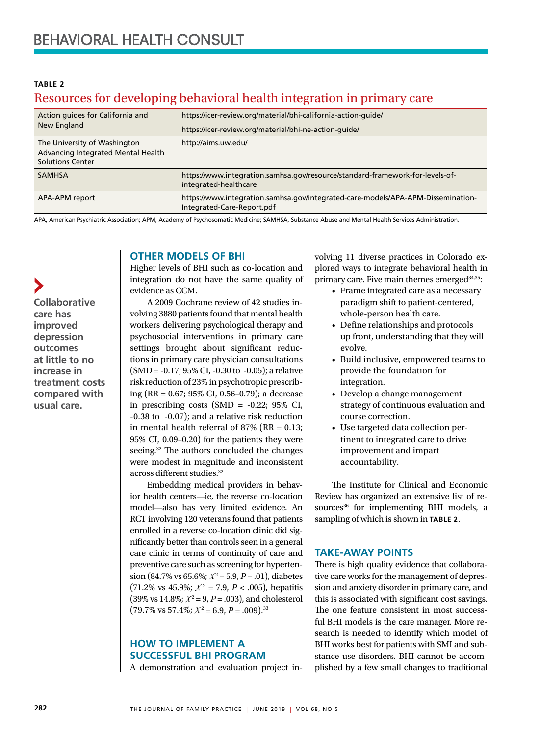**TABLE 2**

## Resources for developing behavioral health integration in primary care

| | |
|---|---|
| Action guides for California and New England | https://icer-review.org/material/bhi-california-action-guide/<br>https://icer-review.org/material/bhi-ne-action-guide/ |
| The University of Washington Advancing Integrated Mental Health Solutions Center | http://aims.uw.edu/ |
| SAMHSA | https://www.integration.samhsa.gov/resource/standard-framework-for-levels-of-integrated-healthcare |
| APA-APM report | https://www.integration.samhsa.gov/integrated-care-models/APA-APM-Dissemination-Integrated-Care-Report.pdf |

APA, American Psychiatric Association; APM, Academy of Psychosomatic Medicine; SAMHSA, Substance Abuse and Mental Health Services Administration.

**Collaborative care has improved depression outcomes at little to no increase in treatment costs compared with usual care.**

## OTHER MODELS OF BHI

Higher levels of BHI such as co-location and integration do not have the same quality of evidence as CCM.

A 2009 Cochrane review of 42 studies involving 3880 patients found that mental health workers delivering psychological therapy and psychosocial interventions in primary care settings brought about significant reductions in primary care physician consultations (SMD = -0.17; 95% CI, -0.30 to -0.05); a relative risk reduction of 23% in psychotropic prescribing (RR = 0.67; 95% CI, 0.56–0.79); a decrease in prescribing costs (SMD = -0.22; 95% CI, -0.38 to -0.07); and a relative risk reduction in mental health referral of 87% (RR = 0.13; 95% CI, 0.09–0.20) for the patients they were seeing.[32] The authors concluded the changes were modest in magnitude and inconsistent across different studies.[32]

Embedding medical providers in behavior health centers—ie, the reverse co-location model—also has very limited evidence. An RCT involving 120 veterans found that patients enrolled in a reverse co-location clinic did significantly better than controls seen in a general care clinic in terms of continuity of care and preventive care such as screening for hypertension (84.7% vs 65.6%; $X^2 = 5.9$, $P = .01$), diabetes (71.2% vs 45.9%; $X^2 = 7.9$, $P < .005$), hepatitis (39% vs 14.8%; $X^2 = 9$, $P = .003$), and cholesterol (79.7% vs 57.4%; $X^2 = 6.9$, $P = .009$).[33]

## HOW TO IMPLEMENT A SUCCESSFUL BHI PROGRAM

A demonstration and evaluation project involving 11 diverse practices in Colorado explored ways to integrate behavioral health in primary care. Five main themes emerged[34,35]:

- Frame integrated care as a necessary paradigm shift to patient-centered, whole-person health care.
- Define relationships and protocols up front, understanding that they will evolve.
- Build inclusive, empowered teams to provide the foundation for integration.
- Develop a change management strategy of continuous evaluation and course correction.
- Use targeted data collection pertinent to integrated care to drive improvement and impart accountability.

The Institute for Clinical and Economic Review has organized an extensive list of resources[36] for implementing BHI models, a sampling of which is shown in **TABLE 2**.

## TAKE-AWAY POINTS

There is high quality evidence that collaborative care works for the management of depression and anxiety disorder in primary care, and this is associated with significant cost savings. The one feature consistent in most successful BHI models is the care manager. More research is needed to identify which model of BHI works best for patients with SMI and substance use disorders. BHI cannot be accomplished by a few small changes to traditional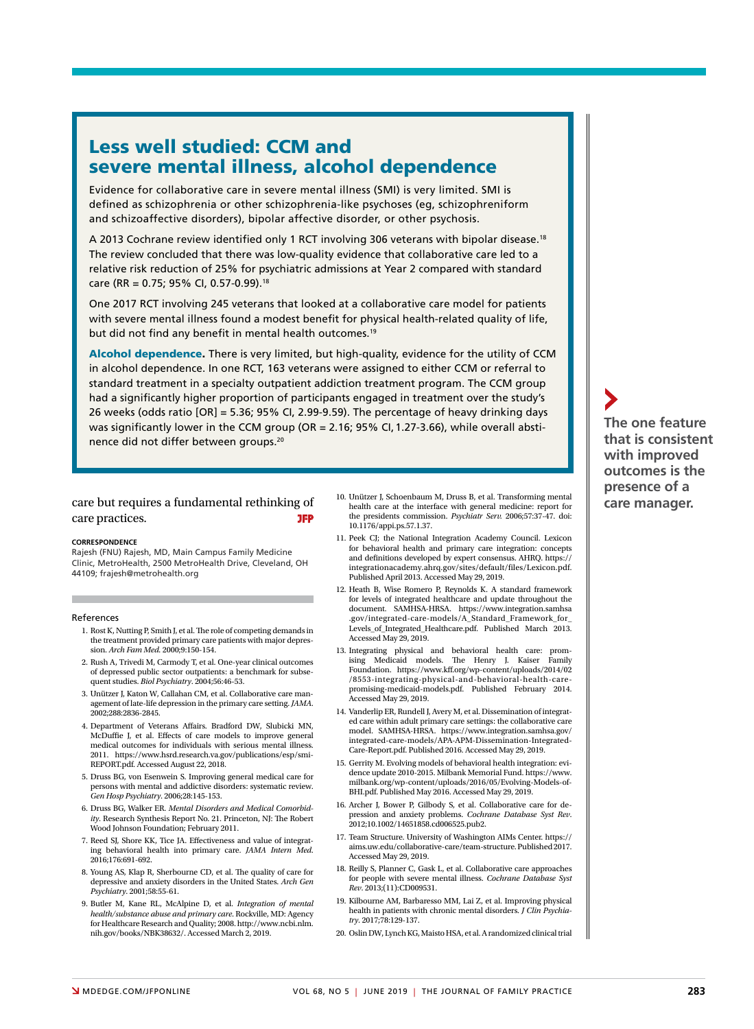## Less well studied: CCM and severe mental illness, alcohol dependence

Evidence for collaborative care in severe mental illness (SMI) is very limited. SMI is defined as schizophrenia or other schizophrenia-like psychoses (eg, schizophreniform and schizoaffective disorders), bipolar affective disorder, or other psychosis.

A 2013 Cochrane review identified only 1 RCT involving 306 veterans with bipolar disease.[18] The review concluded that there was low-quality evidence that collaborative care led to a relative risk reduction of 25% for psychiatric admissions at Year 2 compared with standard care (RR = 0.75; 95% CI, 0.57-0.99).[18]

One 2017 RCT involving 245 veterans that looked at a collaborative care model for patients with severe mental illness found a modest benefit for physical health-related quality of life, but did not find any benefit in mental health outcomes.[19]

**Alcohol dependence.** There is very limited, but high-quality, evidence for the utility of CCM in alcohol dependence. In one RCT, 163 veterans were assigned to either CCM or referral to standard treatment in a specialty outpatient addiction treatment program. The CCM group had a significantly higher proportion of participants engaged in treatment over the study's 26 weeks (odds ratio [OR] = 5.36; 95% CI, 2.99-9.59). The percentage of heavy drinking days was significantly lower in the CCM group (OR = 2.16; 95% CI, 1.27-3.66), while overall abstinence did not differ between groups.[20]

care but requires a fundamental rethinking of care practices. JFP

**The one feature that is consistent with improved outcomes is the presence of a care manager.**

**CORRESPONDENCE**
Rajesh (FNU) Rajesh, MD, Main Campus Family Medicine Clinic, MetroHealth, 2500 MetroHealth Drive, Cleveland, OH 44109; frajesh@metrohealth.org

### References

1. Rost K, Nutting P, Smith J, et al. The role of competing demands in the treatment provided primary care patients with major depression. *Arch Fam Med*. 2000;9:150-154.
2. Rush A, Trivedi M, Carmody T, et al. One-year clinical outcomes of depressed public sector outpatients: a benchmark for subsequent studies. *Biol Psychiatry*. 2004;56:46-53.
3. Unützer J, Katon W, Callahan CM, et al. Collaborative care management of late-life depression in the primary care setting. *JAMA*. 2002;288:2836-2845.
4. Department of Veterans Affairs. Bradford DW, Slubicki MN, McDuffie J, et al. Effects of care models to improve general medical outcomes for individuals with serious mental illness. 2011. https://www.hsrd.research.va.gov/publications/esp/smi-REPORT.pdf. Accessed August 22, 2018.
5. Druss BG, von Esenwein S. Improving general medical care for persons with mental and addictive disorders: systematic review. *Gen Hosp Psychiatry*. 2006;28:145-153.
6. Druss BG, Walker ER. *Mental Disorders and Medical Comorbidity*. Research Synthesis Report No. 21. Princeton, NJ: The Robert Wood Johnson Foundation; February 2011.
7. Reed SJ, Shore KK, Tice JA. Effectiveness and value of integrating behavioral health into primary care. *JAMA Intern Med*. 2016;176:691-692.
8. Young AS, Klap R, Sherbourne CD, et al. The quality of care for depressive and anxiety disorders in the United States. *Arch Gen Psychiatry*. 2001;58:55-61.
9. Butler M, Kane RL, McAlpine D, et al. *Integration of mental health/substance abuse and primary care*. Rockville, MD: Agency for Healthcare Research and Quality; 2008. http://www.ncbi.nlm.nih.gov/books/NBK38632/. Accessed March 2, 2019.
10. Unützer J, Schoenbaum M, Druss B, et al. Transforming mental health care at the interface with general medicine: report for the presidents commission. *Psychiatr Serv*. 2006;57:37-47. doi: 10.1176/appi.ps.57.1.37.
11. Peek CJ; the National Integration Academy Council. Lexicon for behavioral health and primary care integration: concepts and definitions developed by expert consensus. AHRQ. https://integrationacademy.ahrq.gov/sites/default/files/Lexicon.pdf. Published April 2013. Accessed May 29, 2019.
12. Heath B, Wise Romero P, Reynolds K. A standard framework for levels of integrated healthcare and update throughout the document. SAMHSA-HRSA. https://www.integration.samhsa.gov/integrated-care-models/A_Standard_Framework_for_Levels_of_Integrated_Healthcare.pdf. Published March 2013. Accessed May 29, 2019.
13. Integrating physical and behavioral health care: promising Medicaid models. The Henry J. Kaiser Family Foundation. https://www.kff.org/wp-content/uploads/2014/02/8553-integrating-physical-and-behavioral-health-care-promising-medicaid-models.pdf. Published February 2014. Accessed May 29, 2019.
14. Vanderlip ER, Rundell J, Avery M, et al. Dissemination of integrated care within adult primary care settings: the collaborative care model. SAMHSA-HRSA. https://www.integration.samhsa.gov/integrated-care-models/APA-APM-Dissemination-Integrated-Care-Report.pdf. Published 2016. Accessed May 29, 2019.
15. Gerrity M. Evolving models of behavioral health integration: evidence update 2010-2015. Milbank Memorial Fund. https://www.milbank.org/wp-content/uploads/2016/05/Evolving-Models-of-BHI.pdf. Published May 2016. Accessed May 29, 2019.
16. Archer J, Bower P, Gilbody S, et al. Collaborative care for depression and anxiety problems. *Cochrane Database Syst Rev*. 2012;10.1002/14651858.cd006525.pub2.
17. Team Structure. University of Washington AIMs Center. https://aims.uw.edu/collaborative-care/team-structure. Published 2017. Accessed May 29, 2019.
18. Reilly S, Planner C, Gask L, et al. Collaborative care approaches for people with severe mental illness. *Cochrane Database Syst Rev*. 2013;(11):CD009531.
19. Kilbourne AM, Barbaresso MM, Lai Z, et al. Improving physical health in patients with chronic mental disorders. *J Clin Psychiatry*. 2017;78:129-137.
20. Oslin DW, Lynch KG, Maisto HSA, et al. A randomized clinical trial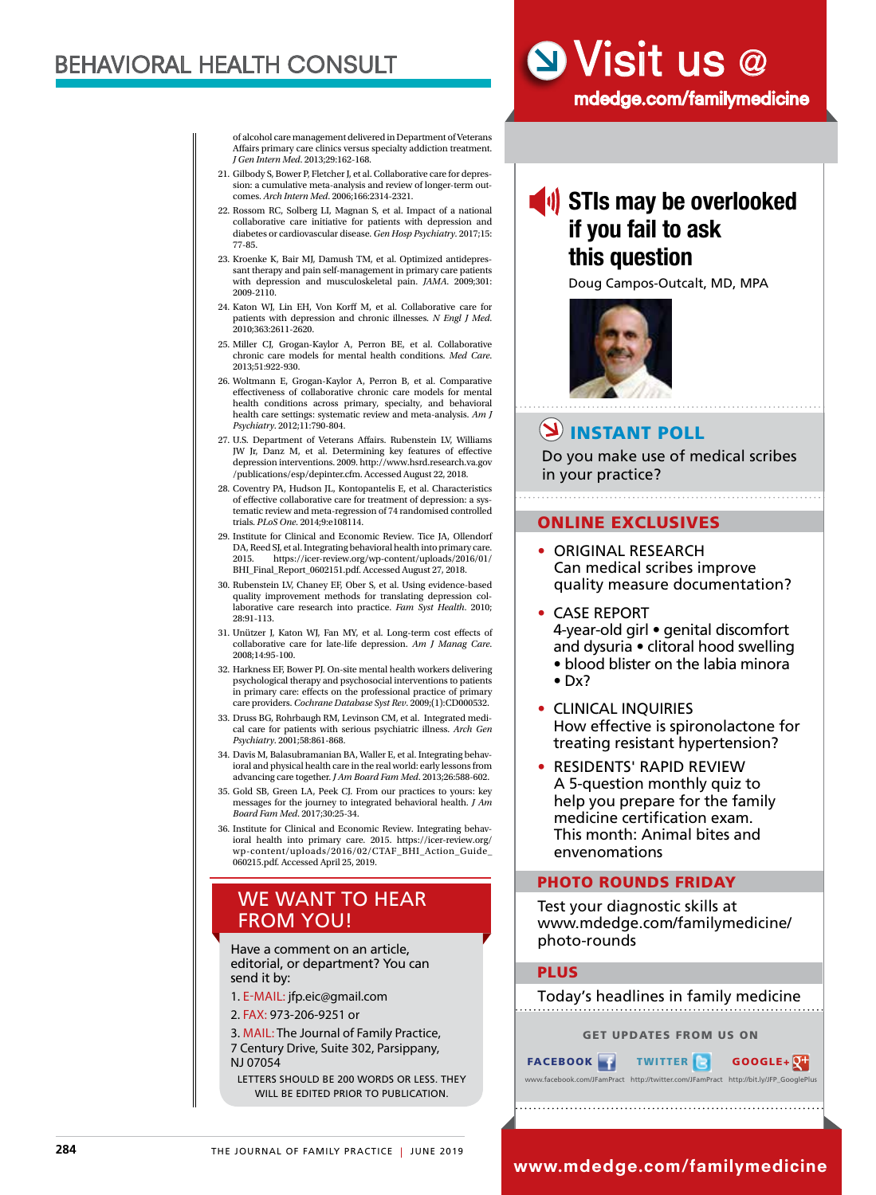of alcohol care management delivered in Department of Veterans Affairs primary care clinics versus specialty addiction treatment. *J Gen Intern Med*. 2013;29:162-168.

21. Gilbody S, Bower P, Fletcher J, et al. Collaborative care for depression: a cumulative meta-analysis and review of longer-term outcomes. *Arch Intern Med*. 2006;166:2314-2321.
22. Rossom RC, Solberg LI, Magnan S, et al. Impact of a national collaborative care initiative for patients with depression and diabetes or cardiovascular disease. *Gen Hosp Psychiatry*. 2017;15:77-85.
23. Kroenke K, Bair MJ, Damush TM, et al. Optimized antidepressant therapy and pain self-management in primary care patients with depression and musculoskeletal pain. *JAMA*. 2009;301:2009-2110.
24. Katon WJ, Lin EH, Von Korff M, et al. Collaborative care for patients with depression and chronic illnesses. *N Engl J Med*. 2010;363:2611-2620.
25. Miller CJ, Grogan-Kaylor A, Perron BE, et al. Collaborative chronic care models for mental health conditions. *Med Care*. 2013;51:922-930.
26. Woltmann E, Grogan-Kaylor A, Perron B, et al. Comparative effectiveness of collaborative chronic care models for mental health conditions across primary, specialty, and behavioral health care settings: systematic review and meta-analysis. *Am J Psychiatry*. 2012;11:790-804.
27. U.S. Department of Veterans Affairs. Rubenstein LV, Williams JW Jr, Danz M, et al. Determining key features of effective depression interventions. 2009. http://www.hsrd.research.va.gov/publications/esp/depinter.cfm. Accessed August 22, 2018.
28. Coventry PA, Hudson JL, Kontopantelis E, et al. Characteristics of effective collaborative care for treatment of depression: a systematic review and meta-regression of 74 randomised controlled trials. *PLoS One*. 2014;9:e108114.
29. Institute for Clinical and Economic Review. Tice JA, Ollendorf DA, Reed SJ, et al. Integrating behavioral health into primary care. 2015. https://icer-review.org/wp-content/uploads/2016/01/BHI_Final_Report_0602151.pdf. Accessed August 27, 2018.
30. Rubenstein LV, Chaney EF, Ober S, et al. Using evidence-based quality improvement methods for translating depression collaborative care research into practice. *Fam Syst Health*. 2010;28:91-113.
31. Unützer J, Katon WJ, Fan MY, et al. Long-term cost effects of collaborative care for late-life depression. *Am J Manag Care*. 2008;14:95-100.
32. Harkness EF, Bower PJ. On-site mental health workers delivering psychological therapy and psychosocial interventions to patients in primary care: effects on the professional practice of primary care providers. *Cochrane Database Syst Rev*. 2009;(1):CD000532.
33. Druss BG, Rohrbaugh RM, Levinson CM, et al. Integrated medical care for patients with serious psychiatric illness. *Arch Gen Psychiatry*. 2001;58:861-868.
34. Davis M, Balasubramanian BA, Waller E, et al. Integrating behavioral and physical health care in the real world: early lessons from advancing care together. *J Am Board Fam Med*. 2013;26:588-602.
35. Gold SB, Green LA, Peek CJ. From our practices to yours: key messages for the journey to integrated behavioral health. *J Am Board Fam Med*. 2017;30:25-34.
36. Institute for Clinical and Economic Review. Integrating behavioral health into primary care. 2015. https://icer-review.org/wp-content/uploads/2016/02/CTAF_BHI_Action_Guide_060215.pdf. Accessed April 25, 2019.

## WE WANT TO HEAR FROM YOU!

Have a comment on an article, editorial, or department? You can send it by:

1. E-MAIL: jfp.eic@gmail.com
2. FAX: 973-206-9251 or
3. MAIL: The Journal of Family Practice, 7 Century Drive, Suite 302, Parsippany, NJ 07054

LETTERS SHOULD BE 200 WORDS OR LESS. THEY WILL BE EDITED PRIOR TO PUBLICATION.

# Visit us @ mdedge.com/familymedicine

## STIs may be overlooked if you fail to ask this question

Doug Campos-Outcalt, MD, MPA

## INSTANT POLL

Do you make use of medical scribes in your practice?

## ONLINE EXCLUSIVES

- ORIGINAL RESEARCH
  Can medical scribes improve quality measure documentation?
- CASE REPORT
  4-year-old girl • genital discomfort and dysuria • clitoral hood swelling • blood blister on the labia minora • Dx?
- CLINICAL INQUIRIES
  How effective is spironolactone for treating resistant hypertension?
- RESIDENTS' RAPID REVIEW
  A 5-question monthly quiz to help you prepare for the family medicine certification exam. This month: Animal bites and envenomations

## PHOTO ROUNDS FRIDAY

Test your diagnostic skills at www.mdedge.com/familymedicine/photo-rounds

## PLUS

Today's headlines in family medicine

GET UPDATES FROM US ON

FACEBOOK www.facebook.com/JFamPract TWITTER http://twitter.com/JFamPract GOOGLE+ http://bit.ly/JFP_GooglePlus

www.mdedge.com/familymedicine